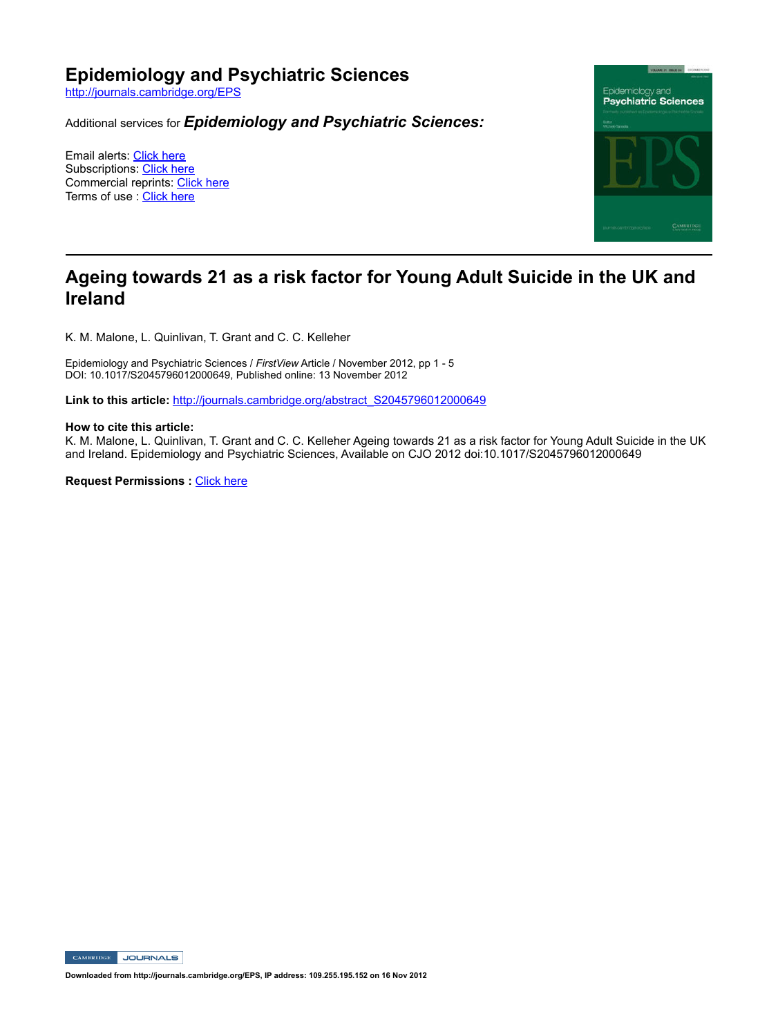# Epidemiology and Psychiatric Sciences

http://journals.cambridge.org/EPS

Additional services for ***Epidemiology and Psychiatric Sciences:***

Email alerts: Click here
Subscriptions: Click here
Commercial reprints: Click here
Terms of use : Click here

## Ageing towards 21 as a risk factor for Young Adult Suicide in the UK and Ireland

K. M. Malone, L. Quinlivan, T. Grant and C. C. Kelleher

Epidemiology and Psychiatric Sciences / *FirstView* Article / November 2012, pp 1 - 5
DOI: 10.1017/S2045796012000649, Published online: 13 November 2012

**Link to this article:** http://journals.cambridge.org/abstract_S2045796012000649

**How to cite this article:**
K. M. Malone, L. Quinlivan, T. Grant and C. C. Kelleher Ageing towards 21 as a risk factor for Young Adult Suicide in the UK and Ireland. Epidemiology and Psychiatric Sciences, Available on CJO 2012 doi:10.1017/S2045796012000649

**Request Permissions :** Click here

**Downloaded from http://journals.cambridge.org/EPS, IP address: 109.255.195.152 on 16 Nov 2012**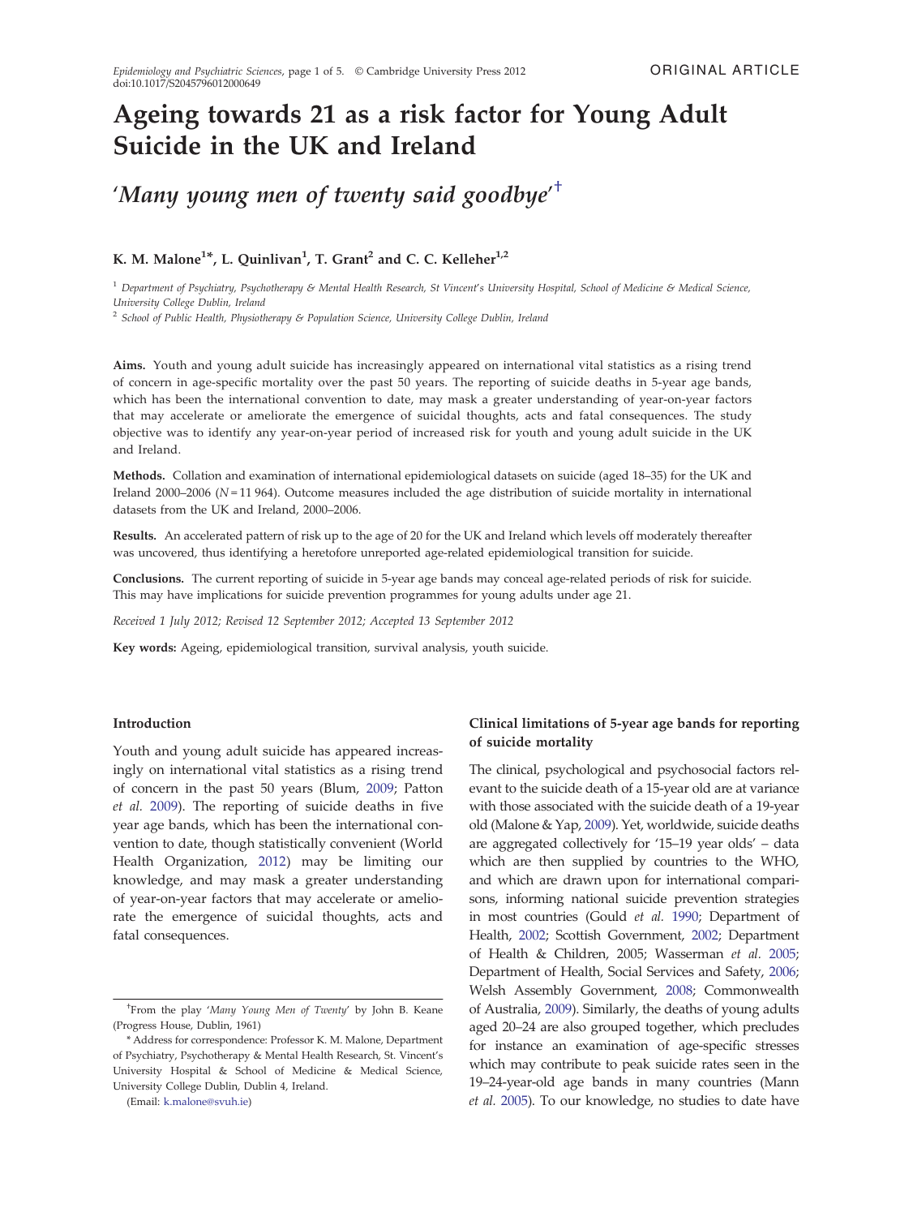# Ageing towards 21 as a risk factor for Young Adult Suicide in the UK and Ireland

## 'Many young men of twenty said goodbye'†

**K. M. Malone[1]*, L. Quinlivan[1], T. Grant[2] and C. C. Kelleher[1,2]**

[1] Department of Psychiatry, Psychotherapy & Mental Health Research, St Vincent's University Hospital, School of Medicine & Medical Science, University College Dublin, Ireland

[2] School of Public Health, Physiotherapy & Population Science, University College Dublin, Ireland

**Aims.** Youth and young adult suicide has increasingly appeared on international vital statistics as a rising trend of concern in age-specific mortality over the past 50 years. The reporting of suicide deaths in 5-year age bands, which has been the international convention to date, may mask a greater understanding of year-on-year factors that may accelerate or ameliorate the emergence of suicidal thoughts, acts and fatal consequences. The study objective was to identify any year-on-year period of increased risk for youth and young adult suicide in the UK and Ireland.

**Methods.** Collation and examination of international epidemiological datasets on suicide (aged 18–35) for the UK and Ireland 2000–2006 ($N = 11\,964$). Outcome measures included the age distribution of suicide mortality in international datasets from the UK and Ireland, 2000–2006.

**Results.** An accelerated pattern of risk up to the age of 20 for the UK and Ireland which levels off moderately thereafter was uncovered, thus identifying a heretofore unreported age-related epidemiological transition for suicide.

**Conclusions.** The current reporting of suicide in 5-year age bands may conceal age-related periods of risk for suicide. This may have implications for suicide prevention programmes for young adults under age 21.

*Received 1 July 2012; Revised 12 September 2012; Accepted 13 September 2012*

**Key words:** Ageing, epidemiological transition, survival analysis, youth suicide.

### Introduction

Youth and young adult suicide has appeared increasingly on international vital statistics as a rising trend of concern in the past 50 years (Blum, 2009; Patton *et al.* 2009). The reporting of suicide deaths in five year age bands, which has been the international convention to date, though statistically convenient (World Health Organization, 2012) may be limiting our knowledge, and may mask a greater understanding of year-on-year factors that may accelerate or ameliorate the emergence of suicidal thoughts, acts and fatal consequences.

### Clinical limitations of 5-year age bands for reporting of suicide mortality

The clinical, psychological and psychosocial factors relevant to the suicide death of a 15-year old are at variance with those associated with the suicide death of a 19-year old (Malone & Yap, 2009). Yet, worldwide, suicide deaths are aggregated collectively for '15–19 year olds' – data which are then supplied by countries to the WHO, and which are drawn upon for international comparisons, informing national suicide prevention strategies in most countries (Gould *et al.* 1990; Department of Health, 2002; Scottish Government, 2002; Department of Health & Children, 2005; Wasserman *et al.* 2005; Department of Health, Social Services and Safety, 2006; Welsh Assembly Government, 2008; Commonwealth of Australia, 2009). Similarly, the deaths of young adults aged 20–24 are also grouped together, which precludes for instance an examination of age-specific stresses which may contribute to peak suicide rates seen in the 19–24-year-old age bands in many countries (Mann *et al.* 2005). To our knowledge, no studies to date have

---

†From the play '*Many Young Men of Twenty*' by John B. Keane (Progress House, Dublin, 1961)

\* Address for correspondence: Professor K. M. Malone, Department of Psychiatry, Psychotherapy & Mental Health Research, St. Vincent's University Hospital & School of Medicine & Medical Science, University College Dublin, Dublin 4, Ireland.

(Email: k.malone@svuh.ie)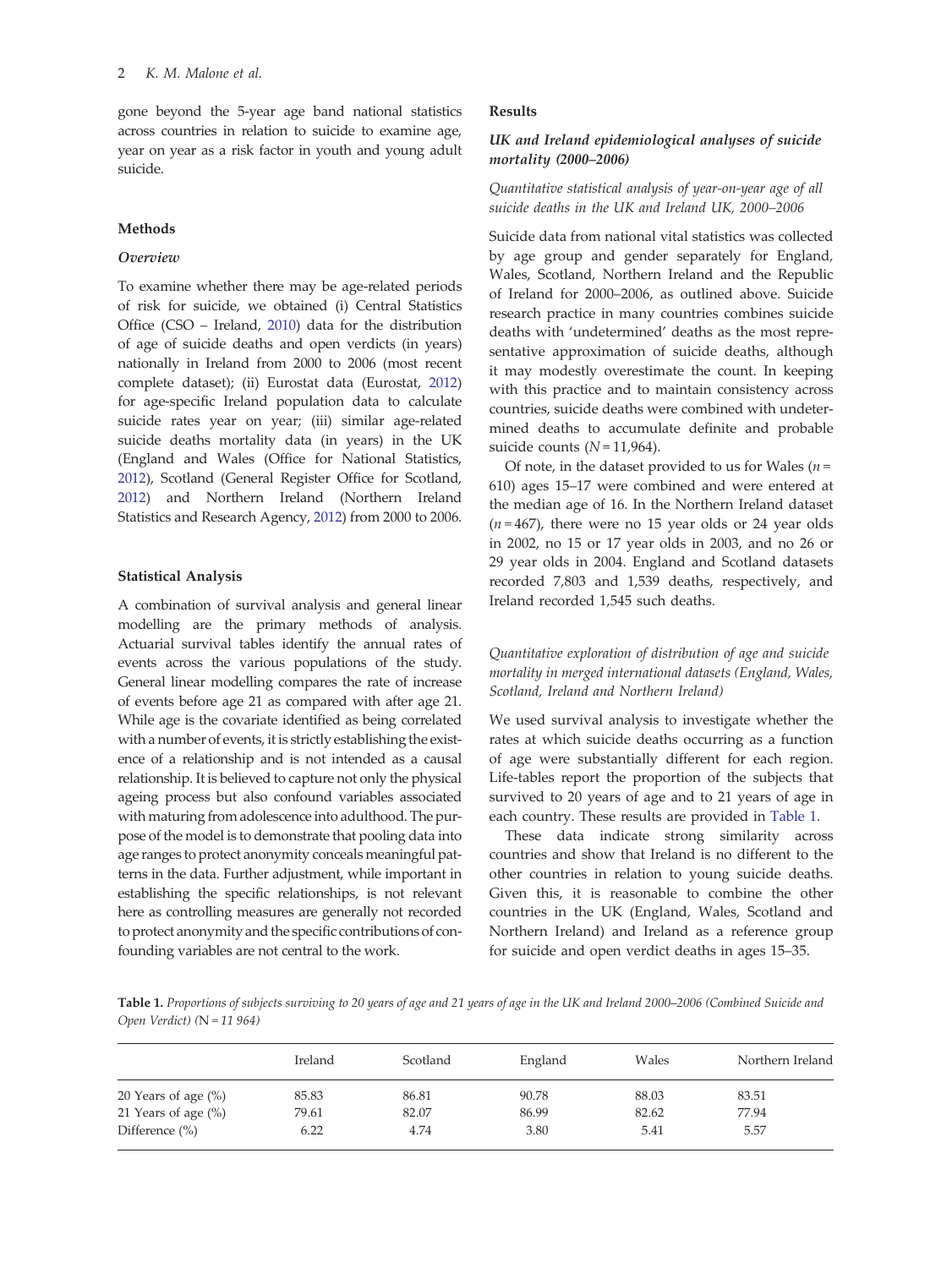gone beyond the 5-year age band national statistics across countries in relation to suicide to examine age, year on year as a risk factor in youth and young adult suicide.

## Methods

### *Overview*

To examine whether there may be age-related periods of risk for suicide, we obtained (i) Central Statistics Office (CSO – Ireland, 2010) data for the distribution of age of suicide deaths and open verdicts (in years) nationally in Ireland from 2000 to 2006 (most recent complete dataset); (ii) Eurostat data (Eurostat, 2012) for age-specific Ireland population data to calculate suicide rates year on year; (iii) similar age-related suicide deaths mortality data (in years) in the UK (England and Wales (Office for National Statistics, 2012), Scotland (General Register Office for Scotland, 2012) and Northern Ireland (Northern Ireland Statistics and Research Agency, 2012) from 2000 to 2006.

### Statistical Analysis

A combination of survival analysis and general linear modelling are the primary methods of analysis. Actuarial survival tables identify the annual rates of events across the various populations of the study. General linear modelling compares the rate of increase of events before age 21 as compared with after age 21. While age is the covariate identified as being correlated with a number of events, it is strictly establishing the existence of a relationship and is not intended as a causal relationship. It is believed to capture not only the physical ageing process but also confound variables associated with maturing from adolescence into adulthood. The purpose of the model is to demonstrate that pooling data into age ranges to protect anonymity conceals meaningful patterns in the data. Further adjustment, while important in establishing the specific relationships, is not relevant here as controlling measures are generally not recorded to protect anonymity and the specific contributions of confounding variables are not central to the work.

## Results

### *UK and Ireland epidemiological analyses of suicide mortality (2000–2006)*

*Quantitative statistical analysis of year-on-year age of all suicide deaths in the UK and Ireland UK, 2000–2006*

Suicide data from national vital statistics was collected by age group and gender separately for England, Wales, Scotland, Northern Ireland and the Republic of Ireland for 2000–2006, as outlined above. Suicide research practice in many countries combines suicide deaths with 'undetermined' deaths as the most representative approximation of suicide deaths, although it may modestly overestimate the count. In keeping with this practice and to maintain consistency across countries, suicide deaths were combined with undetermined deaths to accumulate definite and probable suicide counts ($N = 11{,}964$).

Of note, in the dataset provided to us for Wales ($n = 610$) ages 15–17 were combined and were entered at the median age of 16. In the Northern Ireland dataset ($n = 467$), there were no 15 year olds or 24 year olds in 2002, no 15 or 17 year olds in 2003, and no 26 or 29 year olds in 2004. England and Scotland datasets recorded 7,803 and 1,539 deaths, respectively, and Ireland recorded 1,545 such deaths.

*Quantitative exploration of distribution of age and suicide mortality in merged international datasets (England, Wales, Scotland, Ireland and Northern Ireland)*

We used survival analysis to investigate whether the rates at which suicide deaths occurring as a function of age were substantially different for each region. Life-tables report the proportion of the subjects that survived to 20 years of age and to 21 years of age in each country. These results are provided in Table 1.

These data indicate strong similarity across countries and show that Ireland is no different to the other countries in relation to young suicide deaths. Given this, it is reasonable to combine the other countries in the UK (England, Wales, Scotland and Northern Ireland) and Ireland as a reference group for suicide and open verdict deaths in ages 15–35.

**Table 1.** *Proportions of subjects surviving to 20 years of age and 21 years of age in the UK and Ireland 2000–2006 (Combined Suicide and Open Verdict) (N = 11 964)*

| | Ireland | Scotland | England | Wales | Northern Ireland |
|---|---|---|---|---|---|
| 20 Years of age (%) | 85.83 | 86.81 | 90.78 | 88.03 | 83.51 |
| 21 Years of age (%) | 79.61 | 82.07 | 86.99 | 82.62 | 77.94 |
| Difference (%) | 6.22 | 4.74 | 3.80 | 5.41 | 5.57 |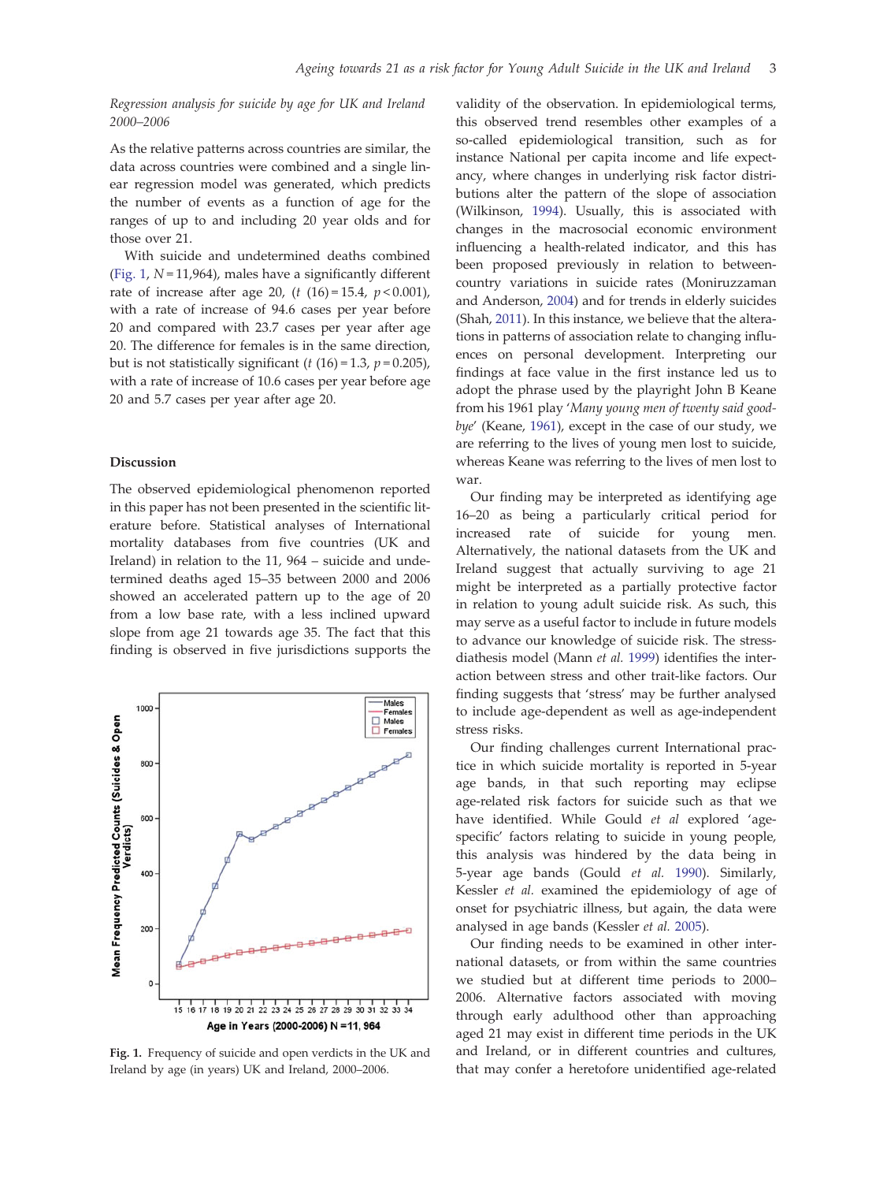*Regression analysis for suicide by age for UK and Ireland 2000–2006*

As the relative patterns across countries are similar, the data across countries were combined and a single linear regression model was generated, which predicts the number of events as a function of age for the ranges of up to and including 20 year olds and for those over 21.

With suicide and undetermined deaths combined (Fig. 1, $N = 11{,}964$), males have a significantly different rate of increase after age 20, ($t\ (16) = 15.4$, $p < 0.001$), with a rate of increase of 94.6 cases per year before 20 and compared with 23.7 cases per year after age 20. The difference for females is in the same direction, but is not statistically significant ($t\ (16) = 1.3$, $p = 0.205$), with a rate of increase of 10.6 cases per year before age 20 and 5.7 cases per year after age 20.

## Discussion

The observed epidemiological phenomenon reported in this paper has not been presented in the scientific literature before. Statistical analyses of International mortality databases from five countries (UK and Ireland) in relation to the 11, 964 – suicide and undetermined deaths aged 15–35 between 2000 and 2006 showed an accelerated pattern up to the age of 20 from a low base rate, with a less inclined upward slope from age 21 towards age 35. The fact that this finding is observed in five jurisdictions supports the validity of the observation. In epidemiological terms, this observed trend resembles other examples of a so-called epidemiological transition, such as for instance National per capita income and life expectancy, where changes in underlying risk factor distributions alter the pattern of the slope of association (Wilkinson, 1994). Usually, this is associated with changes in the macrosocial economic environment influencing a health-related indicator, and this has been proposed previously in relation to between-country variations in suicide rates (Moniruzzaman and Anderson, 2004) and for trends in elderly suicides (Shah, 2011). In this instance, we believe that the alterations in patterns of association relate to changing influences on personal development. Interpreting our findings at face value in the first instance led us to adopt the phrase used by the playright John B Keane from his 1961 play '*Many young men of twenty said goodbye*' (Keane, 1961), except in the case of our study, we are referring to the lives of young men lost to suicide, whereas Keane was referring to the lives of men lost to war.

Our finding may be interpreted as identifying age 16–20 as being a particularly critical period for increased rate of suicide for young men. Alternatively, the national datasets from the UK and Ireland suggest that actually surviving to age 21 might be interpreted as a partially protective factor in relation to young adult suicide risk. As such, this may serve as a useful factor to include in future models to advance our knowledge of suicide risk. The stress-diathesis model (Mann *et al.* 1999) identifies the interaction between stress and other trait-like factors. Our finding suggests that 'stress' may be further analysed to include age-dependent as well as age-independent stress risks.

Our finding challenges current International practice in which suicide mortality is reported in 5-year age bands, in that such reporting may eclipse age-related risk factors for suicide such as that we have identified. While Gould *et al* explored 'age-specific' factors relating to suicide in young people, this analysis was hindered by the data being in 5-year age bands (Gould *et al.* 1990). Similarly, Kessler *et al.* examined the epidemiology of age of onset for psychiatric illness, but again, the data were analysed in age bands (Kessler *et al.* 2005).

Our finding needs to be examined in other international datasets, or from within the same countries we studied but at different time periods to 2000–2006. Alternative factors associated with moving through early adulthood other than approaching aged 21 may exist in different time periods in the UK and Ireland, or in different countries and cultures, that may confer a heretofore unidentified age-related

**Fig. 1.** Frequency of suicide and open verdicts in the UK and Ireland by age (in years) UK and Ireland, 2000–2006.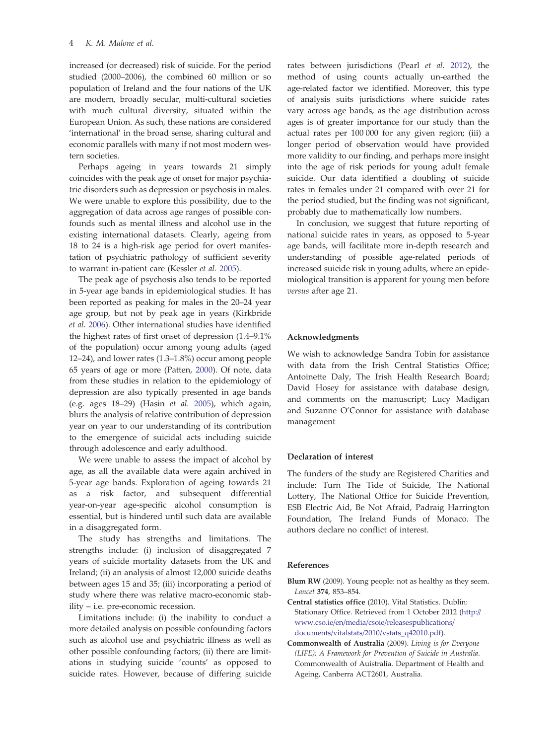increased (or decreased) risk of suicide. For the period studied (2000–2006), the combined 60 million or so population of Ireland and the four nations of the UK are modern, broadly secular, multi-cultural societies with much cultural diversity, situated within the European Union. As such, these nations are considered 'international' in the broad sense, sharing cultural and economic parallels with many if not most modern western societies.

Perhaps ageing in years towards 21 simply coincides with the peak age of onset for major psychiatric disorders such as depression or psychosis in males. We were unable to explore this possibility, due to the aggregation of data across age ranges of possible confounds such as mental illness and alcohol use in the existing international datasets. Clearly, ageing from 18 to 24 is a high-risk age period for overt manifestation of psychiatric pathology of sufficient severity to warrant in-patient care (Kessler *et al.* 2005).

The peak age of psychosis also tends to be reported in 5-year age bands in epidemiological studies. It has been reported as peaking for males in the 20–24 year age group, but not by peak age in years (Kirkbride *et al.* 2006). Other international studies have identified the highest rates of first onset of depression (1.4–9.1% of the population) occur among young adults (aged 12–24), and lower rates (1.3–1.8%) occur among people 65 years of age or more (Patten, 2000). Of note, data from these studies in relation to the epidemiology of depression are also typically presented in age bands (e.g. ages 18–29) (Hasin *et al.* 2005), which again, blurs the analysis of relative contribution of depression year on year to our understanding of its contribution to the emergence of suicidal acts including suicide through adolescence and early adulthood.

We were unable to assess the impact of alcohol by age, as all the available data were again archived in 5-year age bands. Exploration of ageing towards 21 as a risk factor, and subsequent differential year-on-year age-specific alcohol consumption is essential, but is hindered until such data are available in a disaggregated form.

The study has strengths and limitations. The strengths include: (i) inclusion of disaggregated 7 years of suicide mortality datasets from the UK and Ireland; (ii) an analysis of almost 12,000 suicide deaths between ages 15 and 35; (iii) incorporating a period of study where there was relative macro-economic stability – i.e. pre-economic recession.

Limitations include: (i) the inability to conduct a more detailed analysis on possible confounding factors such as alcohol use and psychiatric illness as well as other possible confounding factors; (ii) there are limitations in studying suicide 'counts' as opposed to suicide rates. However, because of differing suicide rates between jurisdictions (Pearl *et al.* 2012), the method of using counts actually un-earthed the age-related factor we identified. Moreover, this type of analysis suits jurisdictions where suicide rates vary across age bands, as the age distribution across ages is of greater importance for our study than the actual rates per 100 000 for any given region; (iii) a longer period of observation would have provided more validity to our finding, and perhaps more insight into the age of risk periods for young adult female suicide. Our data identified a doubling of suicide rates in females under 21 compared with over 21 for the period studied, but the finding was not significant, probably due to mathematically low numbers.

In conclusion, we suggest that future reporting of national suicide rates in years, as opposed to 5-year age bands, will facilitate more in-depth research and understanding of possible age-related periods of increased suicide risk in young adults, where an epidemiological transition is apparent for young men before *versus* after age 21.

## Acknowledgments

We wish to acknowledge Sandra Tobin for assistance with data from the Irish Central Statistics Office; Antoinette Daly, The Irish Health Research Board; David Hosey for assistance with database design, and comments on the manuscript; Lucy Madigan and Suzanne O'Connor for assistance with database management

## Declaration of interest

The funders of the study are Registered Charities and include: Turn The Tide of Suicide, The National Lottery, The National Office for Suicide Prevention, ESB Electric Aid, Be Not Afraid, Padraig Harrington Foundation, The Ireland Funds of Monaco. The authors declare no conflict of interest.

## References

**Blum RW** (2009). Young people: not as healthy as they seem. *Lancet* **374**, 853–854.

**Central statistics office** (2010). Vital Statistics. Dublin: Stationary Office. Retrieved from 1 October 2012 (http://www.cso.ie/en/media/csoie/releasespublications/documents/vitalstats/2010/vstats_q42010.pdf).

**Commonwealth of Australia** (2009). *Living is for Everyone (LIFE): A Framework for Prevention of Suicide in Australia.* Commonwealth of Auistralia. Department of Health and Ageing, Canberra ACT2601, Australia.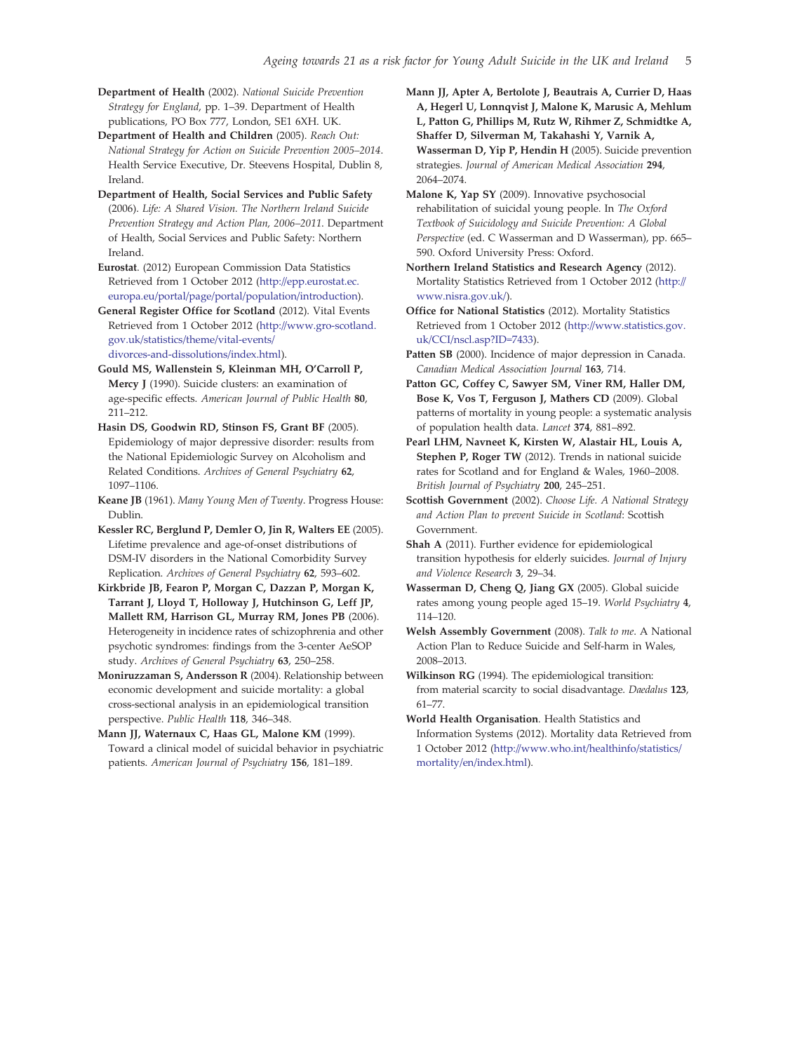**Department of Health** (2002). *National Suicide Prevention Strategy for England*, pp. 1–39. Department of Health publications, PO Box 777, London, SE1 6XH. UK.

**Department of Health and Children** (2005). *Reach Out: National Strategy for Action on Suicide Prevention 2005–2014*. Health Service Executive, Dr. Steevens Hospital, Dublin 8, Ireland.

**Department of Health, Social Services and Public Safety** (2006). *Life: A Shared Vision. The Northern Ireland Suicide Prevention Strategy and Action Plan, 2006–2011*. Department of Health, Social Services and Public Safety: Northern Ireland.

**Eurostat**. (2012) European Commission Data Statistics Retrieved from 1 October 2012 (http://epp.eurostat.ec.europa.eu/portal/page/portal/population/introduction).

**General Register Office for Scotland** (2012). Vital Events Retrieved from 1 October 2012 (http://www.gro-scotland.gov.uk/statistics/theme/vital-events/divorces-and-dissolutions/index.html).

**Gould MS, Wallenstein S, Kleinman MH, O'Carroll P, Mercy J** (1990). Suicide clusters: an examination of age-specific effects. *American Journal of Public Health* **80**, 211–212.

**Hasin DS, Goodwin RD, Stinson FS, Grant BF** (2005). Epidemiology of major depressive disorder: results from the National Epidemiologic Survey on Alcoholism and Related Conditions. *Archives of General Psychiatry* **62**, 1097–1106.

**Keane JB** (1961). *Many Young Men of Twenty*. Progress House: Dublin.

**Kessler RC, Berglund P, Demler O, Jin R, Walters EE** (2005). Lifetime prevalence and age-of-onset distributions of DSM-IV disorders in the National Comorbidity Survey Replication. *Archives of General Psychiatry* **62**, 593–602.

**Kirkbride JB, Fearon P, Morgan C, Dazzan P, Morgan K, Tarrant J, Lloyd T, Holloway J, Hutchinson G, Leff JP, Mallett RM, Harrison GL, Murray RM, Jones PB** (2006). Heterogeneity in incidence rates of schizophrenia and other psychotic syndromes: findings from the 3-center AeSOP study. *Archives of General Psychiatry* **63**, 250–258.

**Moniruzzaman S, Andersson R** (2004). Relationship between economic development and suicide mortality: a global cross-sectional analysis in an epidemiological transition perspective. *Public Health* **118**, 346–348.

**Mann JJ, Waternaux C, Haas GL, Malone KM** (1999). Toward a clinical model of suicidal behavior in psychiatric patients. *American Journal of Psychiatry* **156**, 181–189.

**Mann JJ, Apter A, Bertolote J, Beautrais A, Currier D, Haas A, Hegerl U, Lonnqvist J, Malone K, Marusic A, Mehlum L, Patton G, Phillips M, Rutz W, Rihmer Z, Schmidtke A, Shaffer D, Silverman M, Takahashi Y, Varnik A, Wasserman D, Yip P, Hendin H** (2005). Suicide prevention strategies. *Journal of American Medical Association* **294**, 2064–2074.

**Malone K, Yap SY** (2009). Innovative psychosocial rehabilitation of suicidal young people. In *The Oxford Textbook of Suicidology and Suicide Prevention: A Global Perspective* (ed. C Wasserman and D Wasserman), pp. 665–590. Oxford University Press: Oxford.

**Northern Ireland Statistics and Research Agency** (2012). Mortality Statistics Retrieved from 1 October 2012 (http://www.nisra.gov.uk/).

**Office for National Statistics** (2012). Mortality Statistics Retrieved from 1 October 2012 (http://www.statistics.gov.uk/CCI/nscl.asp?ID=7433).

**Patten SB** (2000). Incidence of major depression in Canada. *Canadian Medical Association Journal* **163**, 714.

**Patton GC, Coffey C, Sawyer SM, Viner RM, Haller DM, Bose K, Vos T, Ferguson J, Mathers CD** (2009). Global patterns of mortality in young people: a systematic analysis of population health data. *Lancet* **374**, 881–892.

**Pearl LHM, Navneet K, Kirsten W, Alastair HL, Louis A, Stephen P, Roger TW** (2012). Trends in national suicide rates for Scotland and for England & Wales, 1960–2008. *British Journal of Psychiatry* **200**, 245–251.

**Scottish Government** (2002). *Choose Life. A National Strategy and Action Plan to prevent Suicide in Scotland*: Scottish Government.

**Shah A** (2011). Further evidence for epidemiological transition hypothesis for elderly suicides. *Journal of Injury and Violence Research* **3**, 29–34.

**Wasserman D, Cheng Q, Jiang GX** (2005). Global suicide rates among young people aged 15–19. *World Psychiatry* **4**, 114–120.

**Welsh Assembly Government** (2008). *Talk to me*. A National Action Plan to Reduce Suicide and Self-harm in Wales, 2008–2013.

**Wilkinson RG** (1994). The epidemiological transition: from material scarcity to social disadvantage. *Daedalus* **123**, 61–77.

**World Health Organisation**. Health Statistics and Information Systems (2012). Mortality data Retrieved from 1 October 2012 (http://www.who.int/healthinfo/statistics/mortality/en/index.html).